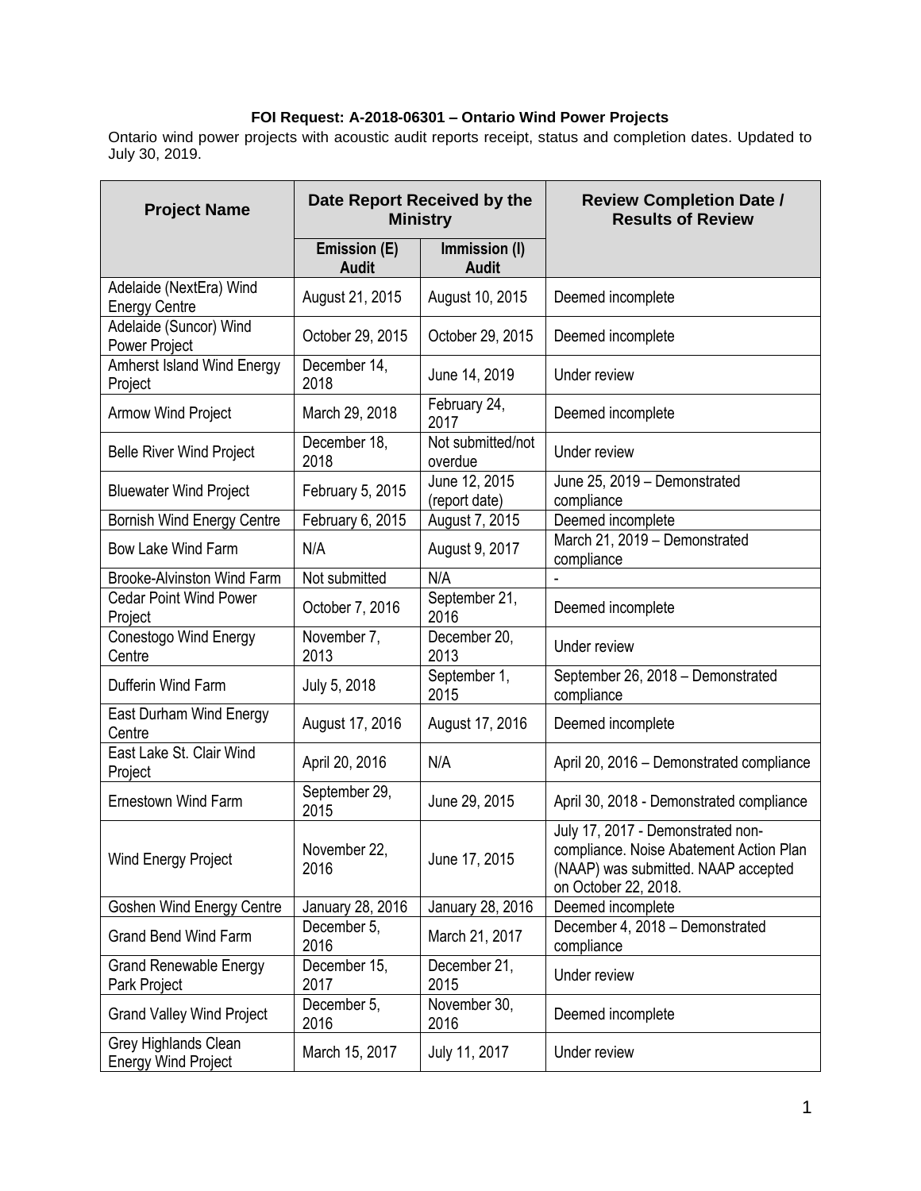**FOI Request: A-2018-06301 – Ontario Wind Power Projects**

Ontario wind power projects with acoustic audit reports receipt, status and completion dates. Updated to July 30, 2019.

| Project Name | Date Report Received by the Ministry | | Review Completion Date / Results of Review |
|---|---|---|---|
| | Emission (E) Audit | Immission (I) Audit | |
| Adelaide (NextEra) Wind Energy Centre | August 21, 2015 | August 10, 2015 | Deemed incomplete |
| Adelaide (Suncor) Wind Power Project | October 29, 2015 | October 29, 2015 | Deemed incomplete |
| Amherst Island Wind Energy Project | December 14, 2018 | June 14, 2019 | Under review |
| Armow Wind Project | March 29, 2018 | February 24, 2017 | Deemed incomplete |
| Belle River Wind Project | December 18, 2018 | Not submitted/not overdue | Under review |
| Bluewater Wind Project | February 5, 2015 | June 12, 2015 (report date) | June 25, 2019 – Demonstrated compliance |
| Bornish Wind Energy Centre | February 6, 2015 | August 7, 2015 | Deemed incomplete |
| Bow Lake Wind Farm | N/A | August 9, 2017 | March 21, 2019 – Demonstrated compliance |
| Brooke-Alvinston Wind Farm | Not submitted | N/A | - |
| Cedar Point Wind Power Project | October 7, 2016 | September 21, 2016 | Deemed incomplete |
| Conestogo Wind Energy Centre | November 7, 2013 | December 20, 2013 | Under review |
| Dufferin Wind Farm | July 5, 2018 | September 1, 2015 | September 26, 2018 – Demonstrated compliance |
| East Durham Wind Energy Centre | August 17, 2016 | August 17, 2016 | Deemed incomplete |
| East Lake St. Clair Wind Project | April 20, 2016 | N/A | April 20, 2016 – Demonstrated compliance |
| Ernestown Wind Farm | September 29, 2015 | June 29, 2015 | April 30, 2018 - Demonstrated compliance |
| Wind Energy Project | November 22, 2016 | June 17, 2015 | July 17, 2017 - Demonstrated non-compliance. Noise Abatement Action Plan (NAAP) was submitted. NAAP accepted on October 22, 2018. |
| Goshen Wind Energy Centre | January 28, 2016 | January 28, 2016 | Deemed incomplete |
| Grand Bend Wind Farm | December 5, 2016 | March 21, 2017 | December 4, 2018 – Demonstrated compliance |
| Grand Renewable Energy Park Project | December 15, 2017 | December 21, 2015 | Under review |
| Grand Valley Wind Project | December 5, 2016 | November 30, 2016 | Deemed incomplete |
| Grey Highlands Clean Energy Wind Project | March 15, 2017 | July 11, 2017 | Under review |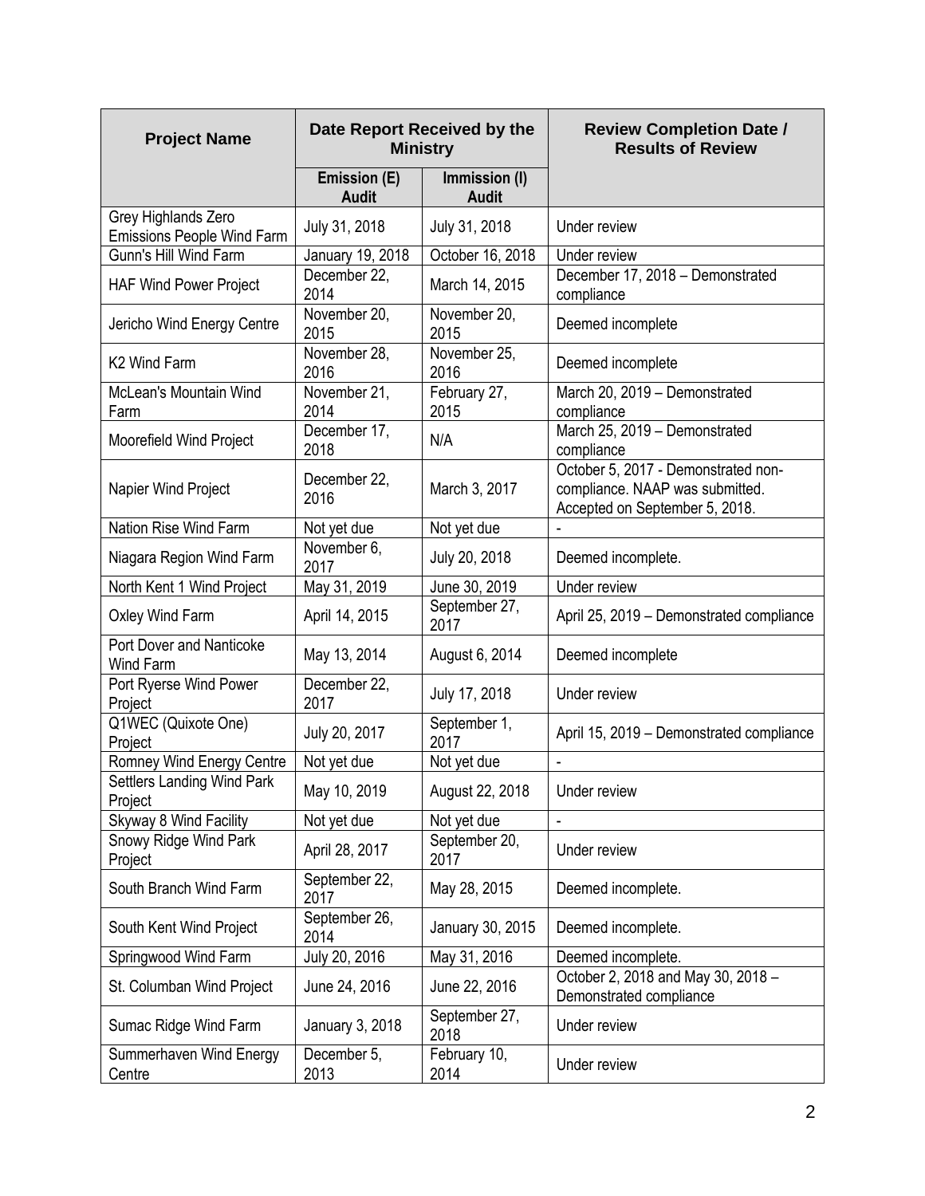| Project Name | Date Report Received by the Ministry | | Review Completion Date / Results of Review |
|---|---|---|---|
| | Emission (E) Audit | Immission (I) Audit | |
| Grey Highlands Zero Emissions People Wind Farm | July 31, 2018 | July 31, 2018 | Under review |
| Gunn's Hill Wind Farm | January 19, 2018 | October 16, 2018 | Under review |
| HAF Wind Power Project | December 22, 2014 | March 14, 2015 | December 17, 2018 – Demonstrated compliance |
| Jericho Wind Energy Centre | November 20, 2015 | November 20, 2015 | Deemed incomplete |
| K2 Wind Farm | November 28, 2016 | November 25, 2016 | Deemed incomplete |
| McLean's Mountain Wind Farm | November 21, 2014 | February 27, 2015 | March 20, 2019 – Demonstrated compliance |
| Moorefield Wind Project | December 17, 2018 | N/A | March 25, 2019 – Demonstrated compliance |
| Napier Wind Project | December 22, 2016 | March 3, 2017 | October 5, 2017 - Demonstrated non-compliance. NAAP was submitted. Accepted on September 5, 2018. |
| Nation Rise Wind Farm | Not yet due | Not yet due | - |
| Niagara Region Wind Farm | November 6, 2017 | July 20, 2018 | Deemed incomplete. |
| North Kent 1 Wind Project | May 31, 2019 | June 30, 2019 | Under review |
| Oxley Wind Farm | April 14, 2015 | September 27, 2017 | April 25, 2019 – Demonstrated compliance |
| Port Dover and Nanticoke Wind Farm | May 13, 2014 | August 6, 2014 | Deemed incomplete |
| Port Ryerse Wind Power Project | December 22, 2017 | July 17, 2018 | Under review |
| Q1WEC (Quixote One) Project | July 20, 2017 | September 1, 2017 | April 15, 2019 – Demonstrated compliance |
| Romney Wind Energy Centre | Not yet due | Not yet due | - |
| Settlers Landing Wind Park Project | May 10, 2019 | August 22, 2018 | Under review |
| Skyway 8 Wind Facility | Not yet due | Not yet due | - |
| Snowy Ridge Wind Park Project | April 28, 2017 | September 20, 2017 | Under review |
| South Branch Wind Farm | September 22, 2017 | May 28, 2015 | Deemed incomplete. |
| South Kent Wind Project | September 26, 2014 | January 30, 2015 | Deemed incomplete. |
| Springwood Wind Farm | July 20, 2016 | May 31, 2016 | Deemed incomplete. |
| St. Columban Wind Project | June 24, 2016 | June 22, 2016 | October 2, 2018 and May 30, 2018 – Demonstrated compliance |
| Sumac Ridge Wind Farm | January 3, 2018 | September 27, 2018 | Under review |
| Summerhaven Wind Energy Centre | December 5, 2013 | February 10, 2014 | Under review |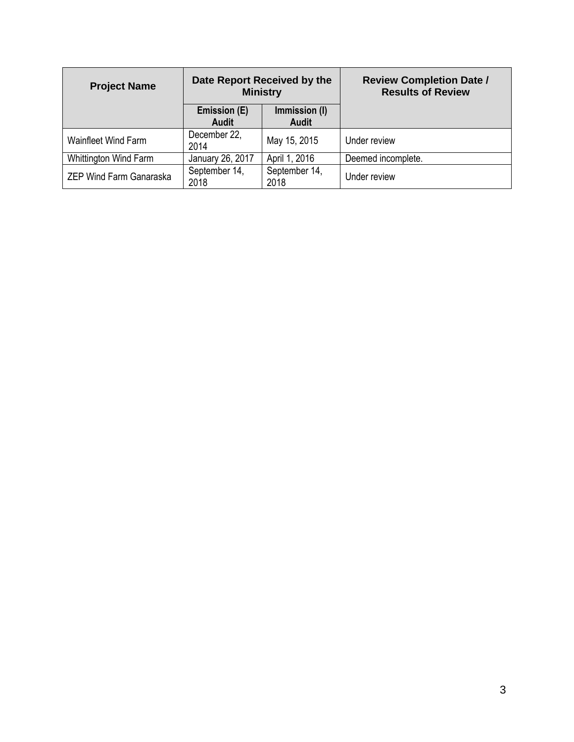| Project Name | Date Report Received by the Ministry | | Review Completion Date / Results of Review |
|---|---|---|---|
| | Emission (E) Audit | Immission (I) Audit | |
| Wainfleet Wind Farm | December 22, 2014 | May 15, 2015 | Under review |
| Whittington Wind Farm | January 26, 2017 | April 1, 2016 | Deemed incomplete. |
| ZEP Wind Farm Ganaraska | September 14, 2018 | September 14, 2018 | Under review |